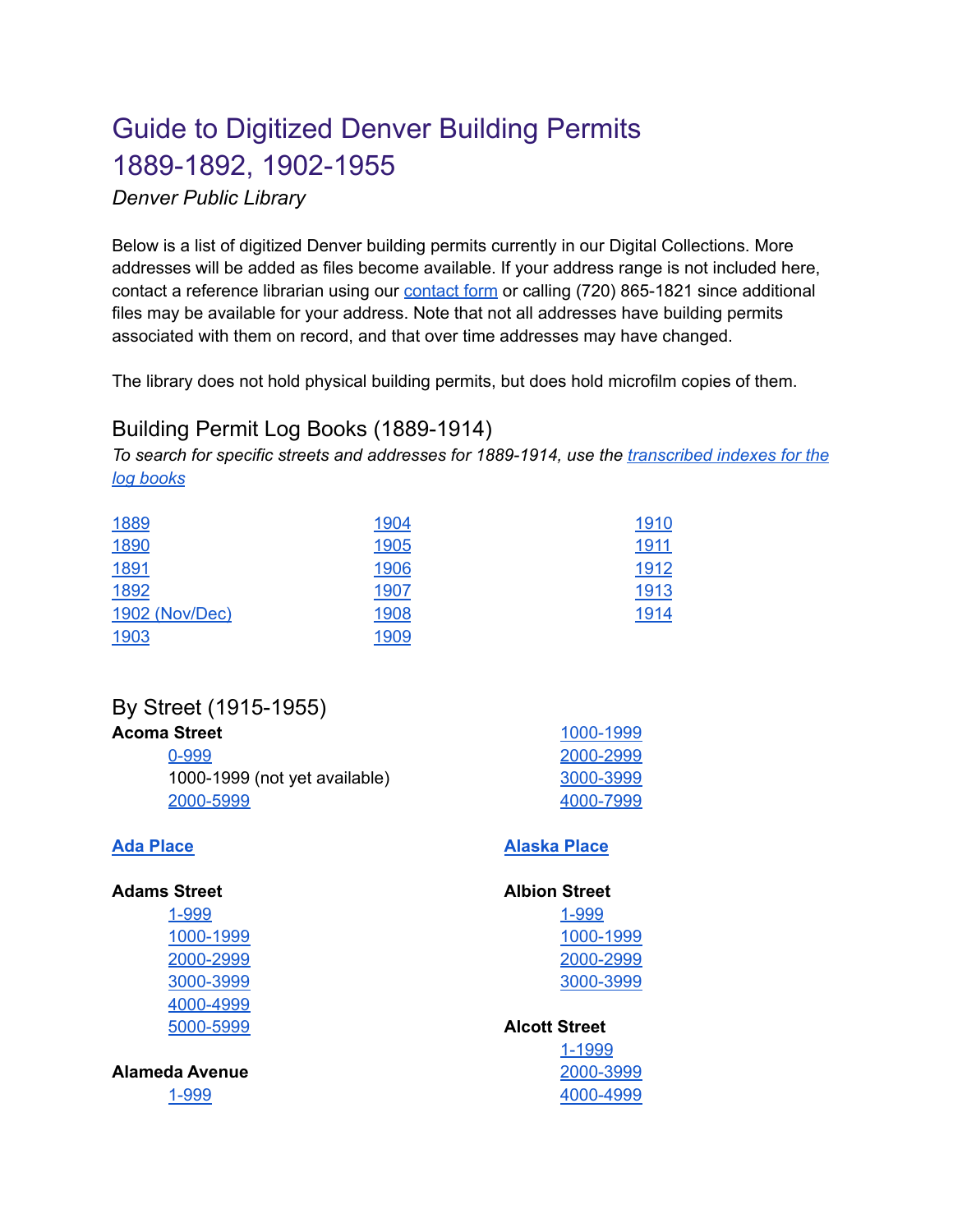# Guide to Digitized Denver Building Permits 1889-1892, 1902-1955

*Denver Public Library*

Below is a list of digitized Denver building permits currently in our Digital Collections. More addresses will be added as files become available. If your address range is not included here, contact a reference librarian using our contact form or calling (720) 865-1821 since additional files may be available for your address. Note that not all addresses have building permits associated with them on record, and that over time addresses may have changed.

The library does not hold physical building permits, but does hold microfilm copies of them.

## Building Permit Log Books (1889-1914)

*To search for specific streets and addresses for 1889-1914, use the transcribed indexes for the log books*

- 1889
- 1890
- 1891
- 1892
- 1902 (Nov/Dec)
- 1903
- 1904
- 1905
- 1906
- 1907
- 1908
- 1909
- 1910
- 1911
- 1912
- 1913
- 1914

## By Street (1915-1955)

**Acoma Street**
- 0-999
- 1000-1999 (not yet available)
- 2000-5999

**Ada Place**

**Adams Street**
- 1-999
- 1000-1999
- 2000-2999
- 3000-3999
- 4000-4999
- 5000-5999

**Alameda Avenue**
- 1-999
- 1000-1999
- 2000-2999
- 3000-3999
- 4000-7999

**Alaska Place**

**Albion Street**
- 1-999
- 1000-1999
- 2000-2999
- 3000-3999

**Alcott Street**
- 1-1999
- 2000-3999
- 4000-4999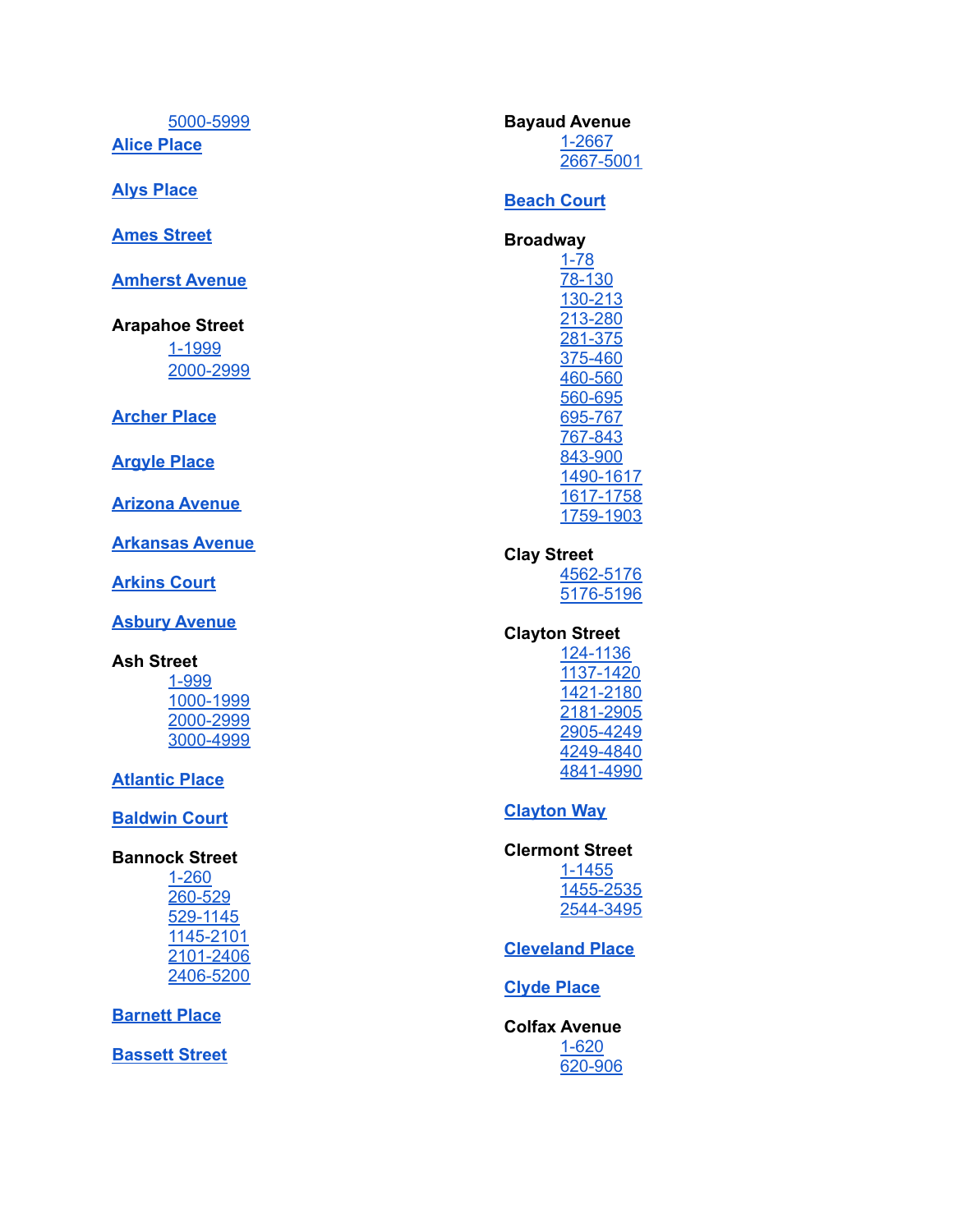5000-5999

**Alice Place**

**Alys Place**

**Ames Street**

**Amherst Avenue**

**Arapahoe Street**

- 1-1999
- 2000-2999

**Archer Place**

**Argyle Place**

**Arizona Avenue**

**Arkansas Avenue**

**Arkins Court**

**Asbury Avenue**

**Ash Street**

- 1-999
- 1000-1999
- 2000-2999
- 3000-4999

**Atlantic Place**

**Baldwin Court**

**Bannock Street**

- 1-260
- 260-529
- 529-1145
- 1145-2101
- 2101-2406
- 2406-5200

**Barnett Place**

**Bassett Street**

**Bayaud Avenue**

- 1-2667
- 2667-5001

**Beach Court**

**Broadway**

- 1-78
- 78-130
- 130-213
- 213-280
- 281-375
- 375-460
- 460-560
- 560-695
- 695-767
- 767-843
- 843-900
- 1490-1617
- 1617-1758
- 1759-1903

**Clay Street**

- 4562-5176
- 5176-5196

**Clayton Street**

- 124-1136
- 1137-1420
- 1421-2180
- 2181-2905
- 2905-4249
- 4249-4840
- 4841-4990

**Clayton Way**

**Clermont Street**

- 1-1455
- 1455-2535
- 2544-3495

**Cleveland Place**

**Clyde Place**

**Colfax Avenue**

- 1-620
- 620-906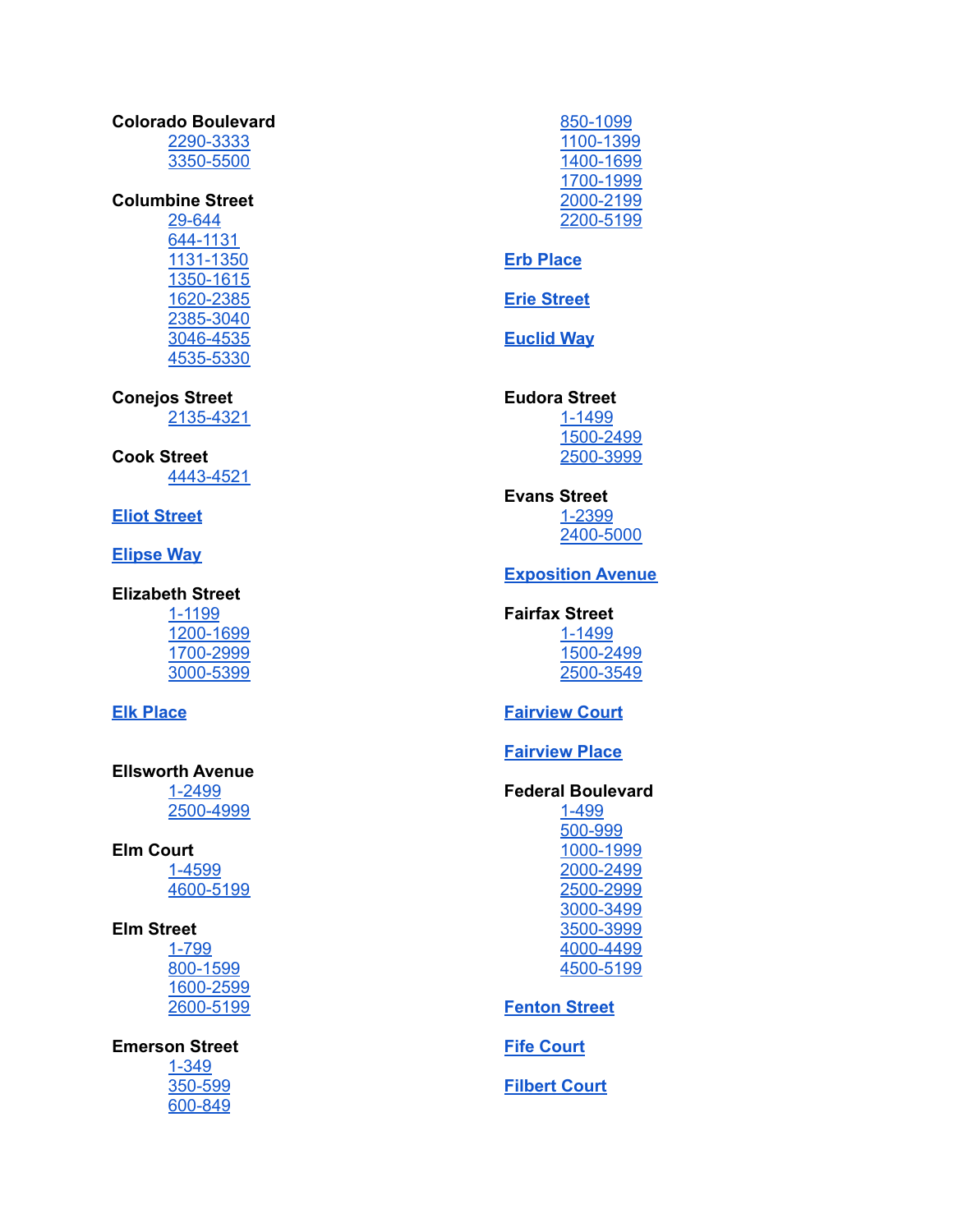**Colorado Boulevard**

- 2290-3333
- 3350-5500

**Columbine Street**

- 29-644
- 644-1131
- 1131-1350
- 1350-1615
- 1620-2385
- 2385-3040
- 3046-4535
- 4535-5330

**Conejos Street**

- 2135-4321

**Cook Street**

- 4443-4521

**Eliot Street**

**Elipse Way**

**Elizabeth Street**

- 1-1199
- 1200-1699
- 1700-2999
- 3000-5399

**Elk Place**

**Ellsworth Avenue**

- 1-2499
- 2500-4999

**Elm Court**

- 1-4599
- 4600-5199

**Elm Street**

- 1-799
- 800-1599
- 1600-2599
- 2600-5199

**Emerson Street**

- 1-349
- 350-599
- 600-849
- 850-1099
- 1100-1399
- 1400-1699
- 1700-1999
- 2000-2199
- 2200-5199

**Erb Place**

**Erie Street**

**Euclid Way**

**Eudora Street**

- 1-1499
- 1500-2499
- 2500-3999

**Evans Street**

- 1-2399
- 2400-5000

**Exposition Avenue**

**Fairfax Street**

- 1-1499
- 1500-2499
- 2500-3549

**Fairview Court**

**Fairview Place**

**Federal Boulevard**

- 1-499
- 500-999
- 1000-1999
- 2000-2499
- 2500-2999
- 3000-3499
- 3500-3999
- 4000-4499
- 4500-5199

**Fenton Street**

**Fife Court**

**Filbert Court**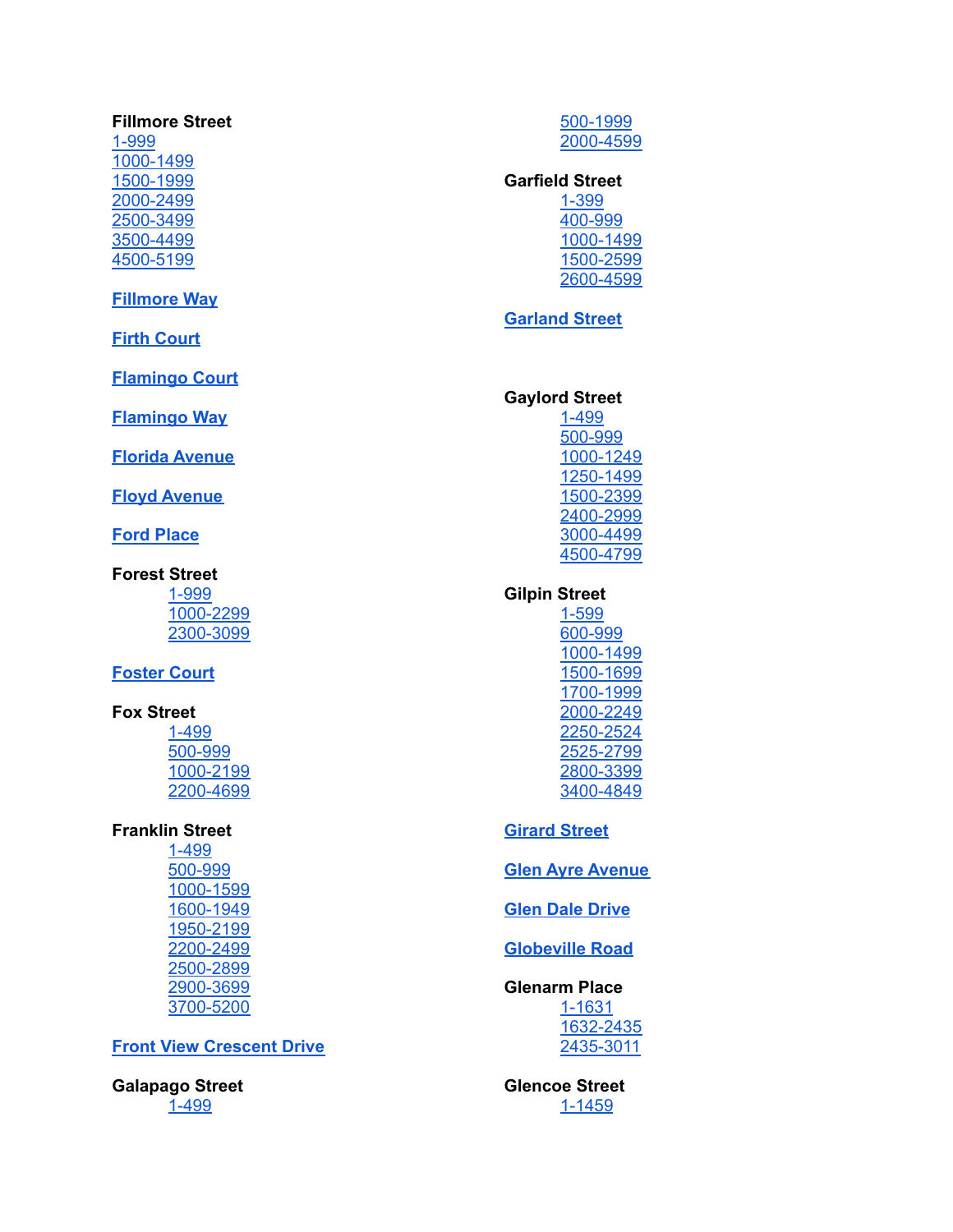**Fillmore Street**
1-999
1000-1499
1500-1999
2000-2499
2500-3499
3500-4499
4500-5199

**Fillmore Way**

**Firth Court**

**Flamingo Court**

**Flamingo Way**

**Florida Avenue**

**Floyd Avenue**

**Ford Place**

**Forest Street**
- 1-999
- 1000-2299
- 2300-3099

**Foster Court**

**Fox Street**
- 1-499
- 500-999
- 1000-2199
- 2200-4699

**Franklin Street**
- 1-499
- 500-999
- 1000-1599
- 1600-1949
- 1950-2199
- 2200-2499
- 2500-2899
- 2900-3699
- 3700-5200

**Front View Crescent Drive**

**Galapago Street**
- 1-499
- 500-1999
- 2000-4599

**Garfield Street**
- 1-399
- 400-999
- 1000-1499
- 1500-2599
- 2600-4599

**Garland Street**

**Gaylord Street**
- 1-499
- 500-999
- 1000-1249
- 1250-1499
- 1500-2399
- 2400-2999
- 3000-4499
- 4500-4799

**Gilpin Street**
- 1-599
- 600-999
- 1000-1499
- 1500-1699
- 1700-1999
- 2000-2249
- 2250-2524
- 2525-2799
- 2800-3399
- 3400-4849

**Girard Street**

**Glen Ayre Avenue**

**Glen Dale Drive**

**Globeville Road**

**Glenarm Place**
- 1-1631
- 1632-2435
- 2435-3011

**Glencoe Street**
- 1-1459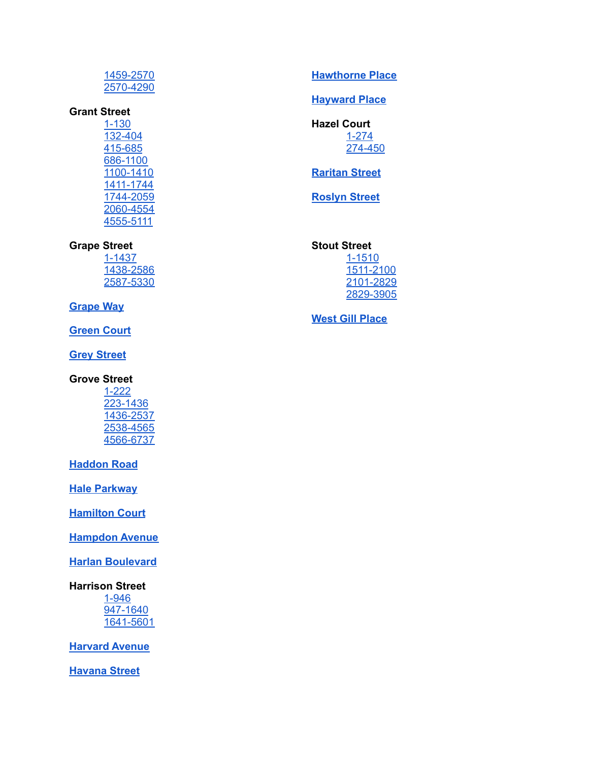1459-2570
2570-4290

**Grant Street**

1-130
132-404
415-685
686-1100
1100-1410
1411-1744
1744-2059
2060-4554
4555-5111

**Grape Street**

1-1437
1438-2586
2587-5330

**Grape Way**

**Green Court**

**Grey Street**

**Grove Street**

1-222
223-1436
1436-2537
2538-4565
4566-6737

**Haddon Road**

**Hale Parkway**

**Hamilton Court**

**Hampdon Avenue**

**Harlan Boulevard**

**Harrison Street**

1-946
947-1640
1641-5601

**Harvard Avenue**

**Havana Street**

**Hawthorne Place**

**Hayward Place**

**Hazel Court**

1-274
274-450

**Raritan Street**

**Roslyn Street**

**Stout Street**

1-1510
1511-2100
2101-2829
2829-3905

**West Gill Place**